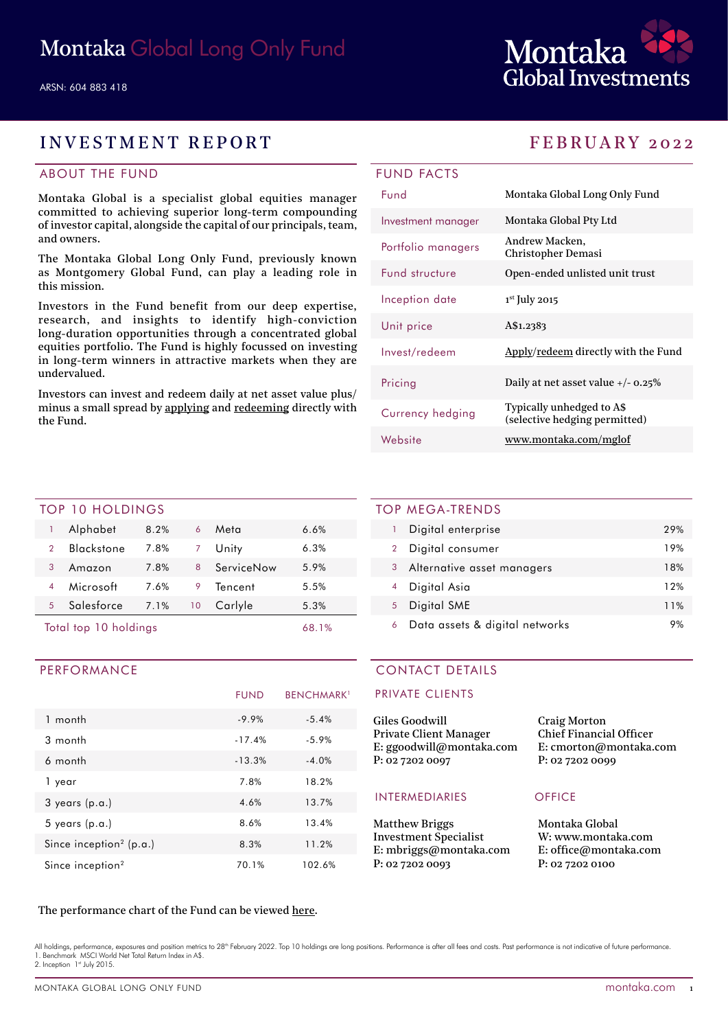# Montaka Global Long Only Fund

ARSN: 604 883 418

Montaka Global Investments

## INVESTMENT REPORT

## FEBRUARY 2022

### ABOUT THE FUND

Montaka Global is a specialist global equities manager committed to achieving superior long-term compounding of investor capital, alongside the capital of our principals, team, and owners.

The Montaka Global Long Only Fund, previously known as Montgomery Global Fund, can play a leading role in this mission.

Investors in the Fund benefit from our deep expertise, research, and insights to identify high-conviction long-duration opportunities through a concentrated global equities portfolio. The Fund is highly focussed on investing in long-term winners in attractive markets when they are undervalued.

Investors can invest and redeem daily at net asset value plus/minus a small spread by applying and redeeming directly with the Fund.

### FUND FACTS

| | |
|---|---|
| Fund | Montaka Global Long Only Fund |
| Investment manager | Montaka Global Pty Ltd |
| Portfolio managers | Andrew Macken, Christopher Demasi |
| Fund structure | Open-ended unlisted unit trust |
| Inception date | 1st July 2015 |
| Unit price | A$1.2383 |
| Invest/redeem | Apply/redeem directly with the Fund |
| Pricing | Daily at net asset value +/- 0.25% |
| Currency hedging | Typically unhedged to A$ (selective hedging permitted) |
| Website | www.montaka.com/mglof |

### TOP 10 HOLDINGS

| | | | | | |
|---|---|---|---|---|---|
| 1 | Alphabet | 8.2% | 6 | Meta | 6.6% |
| 2 | Blackstone | 7.8% | 7 | Unity | 6.3% |
| 3 | Amazon | 7.8% | 8 | ServiceNow | 5.9% |
| 4 | Microsoft | 7.6% | 9 | Tencent | 5.5% |
| 5 | Salesforce | 7.1% | 10 | Carlyle | 5.3% |
| Total top 10 holdings | | | | | 68.1% |

### TOP MEGA-TRENDS

| | | |
|---|---|---|
| 1 | Digital enterprise | 29% |
| 2 | Digital consumer | 19% |
| 3 | Alternative asset managers | 18% |
| 4 | Digital Asia | 12% |
| 5 | Digital SME | 11% |
| 6 | Data assets & digital networks | 9% |

### PERFORMANCE

| | FUND | BENCHMARK[1] |
|---|---|---|
| 1 month | -9.9% | -5.4% |
| 3 month | -17.4% | -5.9% |
| 6 month | -13.3% | -4.0% |
| 1 year | 7.8% | 18.2% |
| 3 years (p.a.) | 4.6% | 13.7% |
| 5 years (p.a.) | 8.6% | 13.4% |
| Since inception[2] (p.a.) | 8.3% | 11.2% |
| Since inception[2] | 70.1% | 102.6% |

The performance chart of the Fund can be viewed here.

### CONTACT DETAILS

#### PRIVATE CLIENTS

Giles Goodwill
Private Client Manager
E: ggoodwill@montaka.com
P: 02 7202 0097

Craig Morton
Chief Financial Officer
E: cmorton@montaka.com
P: 02 7202 0099

#### INTERMEDIARIES

Matthew Briggs
Investment Specialist
E: mbriggs@montaka.com
P: 02 7202 0093

#### OFFICE

Montaka Global
W: www.montaka.com
E: office@montaka.com
P: 02 7202 0100

All holdings, performance, exposures and position metrics to 28th February 2022. Top 10 holdings are long positions. Performance is after all fees and costs. Past performance is not indicative of future performance.
1. Benchmark MSCI World Net Total Return Index in A$.
2. Inception 1st July 2015.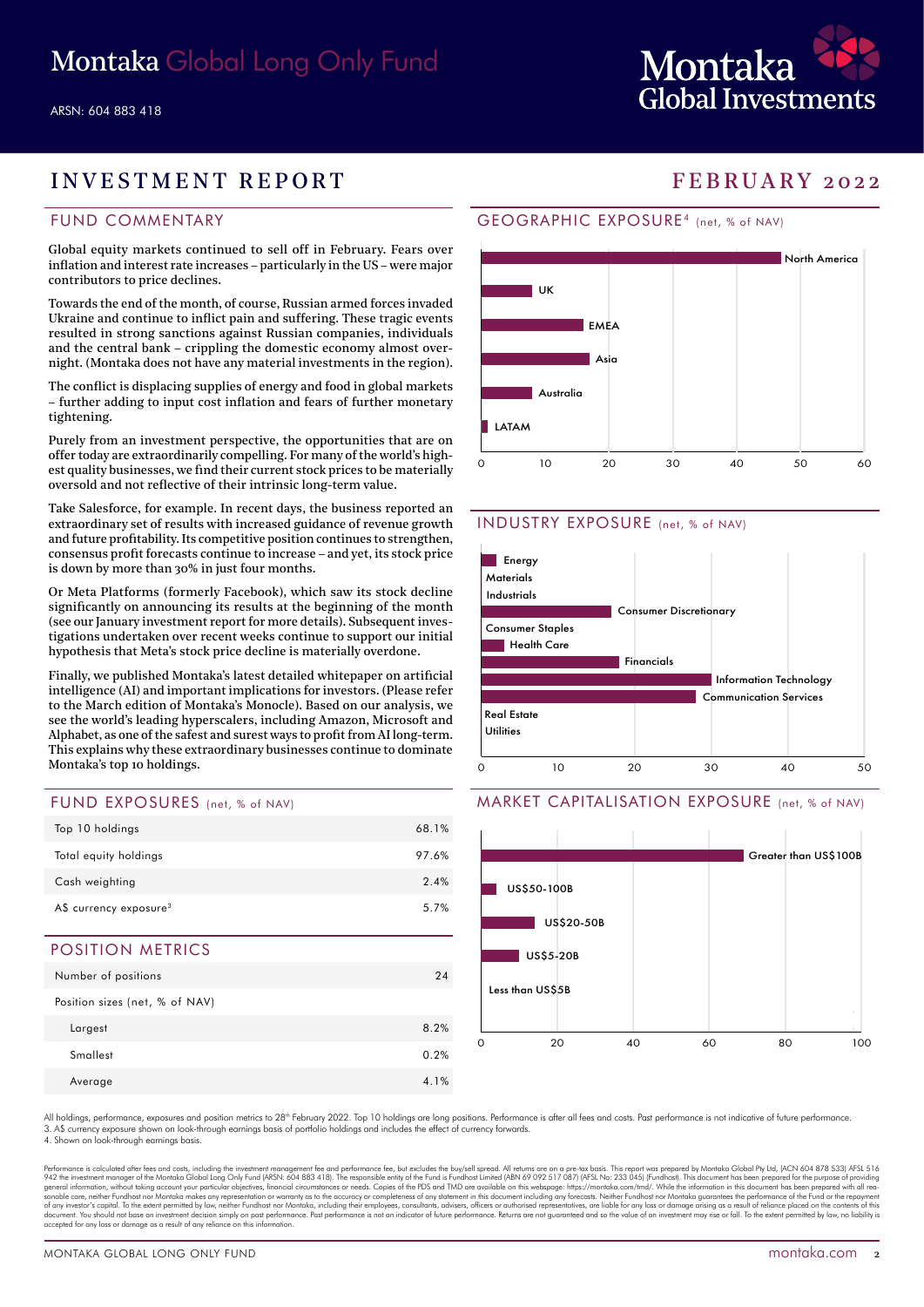# Montaka Global Long Only Fund

ARSN: 604 883 418

Montaka Global Investments

## INVESTMENT REPORT — FEBRUARY 2022

### FUND COMMENTARY

Global equity markets continued to sell off in February. Fears over inflation and interest rate increases – particularly in the US – were major contributors to price declines.

Towards the end of the month, of course, Russian armed forces invaded Ukraine and continue to inflict pain and suffering. These tragic events resulted in strong sanctions against Russian companies, individuals and the central bank – crippling the domestic economy almost overnight. (Montaka does not have any material investments in the region).

The conflict is displacing supplies of energy and food in global markets – further adding to input cost inflation and fears of further monetary tightening.

Purely from an investment perspective, the opportunities that are on offer today are extraordinarily compelling. For many of the world's highest quality businesses, we find their current stock prices to be materially oversold and not reflective of their intrinsic long-term value.

Take Salesforce, for example. In recent days, the business reported an extraordinary set of results with increased guidance of revenue growth and future profitability. Its competitive position continues to strengthen, consensus profit forecasts continue to increase – and yet, its stock price is down by more than 30% in just four months.

Or Meta Platforms (formerly Facebook), which saw its stock decline significantly on announcing its results at the beginning of the month (see our January investment report for more details). Subsequent investigations undertaken over recent weeks continue to support our initial hypothesis that Meta's stock price decline is materially overdone.

Finally, we published Montaka's latest detailed whitepaper on artificial intelligence (AI) and important implications for investors. (Please refer to the March edition of Montaka's Monocle). Based on our analysis, we see the world's leading hyperscalers, including Amazon, Microsoft and Alphabet, as one of the safest and surest ways to profit from AI long-term. This explains why these extraordinary businesses continue to dominate Montaka's top 10 holdings.

### GEOGRAPHIC EXPOSURE[4] (net, % of NAV)

North America
UK
EMEA
Asia
Australia
LATAM

0 10 20 30 40 50 60

### INDUSTRY EXPOSURE (net, % of NAV)

Energy
Materials
Industrials
Consumer Discretionary
Consumer Staples
Health Care
Financials
Information Technology
Communication Services
Real Estate
Utilities

0 10 20 30 40 50

### FUND EXPOSURES (net, % of NAV)

| | |
|---|---|
| Top 10 holdings | 68.1% |
| Total equity holdings | 97.6% |
| Cash weighting | 2.4% |
| A$ currency exposure[3] | 5.7% |

### POSITION METRICS

| | |
|---|---|
| Number of positions | 24 |
| Position sizes (net, % of NAV) | |
| Largest | 8.2% |
| Smallest | 0.2% |
| Average | 4.1% |

### MARKET CAPITALISATION EXPOSURE (net, % of NAV)

Greater than US$100B
US$50-100B
US$20-50B
US$5-20B
Less than US$5B

0 20 40 60 80 100

All holdings, performance, exposures and position metrics to 28th February 2022. Top 10 holdings are long positions. Performance is after all fees and costs. Past performance is not indicative of future performance.
3. A$ currency exposure shown on look-through earnings basis of portfolio holdings and includes the effect of currency forwards.
4. Shown on look-through earnings basis.

Performance is calculated after fees and costs, including the investment management fee and performance fee, but excludes the buy/sell spread. All returns are on a pre-tax basis. This report was prepared by Montaka Global Pty Ltd, (ACN 604 878 533) AFSL 516 942 the investment manager of the Montaka Global Long Only Fund (ARSN: 604 883 418). The responsible entity of the Fund is Fundhost Limited (ABN 69 092 517 087) (AFSL No: 233 045) (Fundhost). This document has been prepared for the purpose of providing general information, without taking account your particular objectives, financial circumstances or needs. Copies of the PDS and TMD are available on this webpage: https://montaka.com/tmd/. While the information in this document has been prepared with all reasonable care, neither Fundhost nor Montaka makes any representation or warranty as to the accuracy or completeness of any statement in this document including any forecasts. Neither Fundhost nor Montaka guarantees the performance of the Fund or the repayment of any investor's capital. To the extent permitted by law, neither Fundhost nor Montaka, including their employees, consultants, advisers, officers or authorised representatives, are liable for any loss or damage arising as a result of reliance placed on the contents of this document. You should not base an investment decision simply on past performance. Past performance is not an indicator of future performance. Returns are not guaranteed and so the value of an investment may rise or fall. To the extent permitted by law, no liability is accepted for any loss or damage as a result of any reliance on this information.